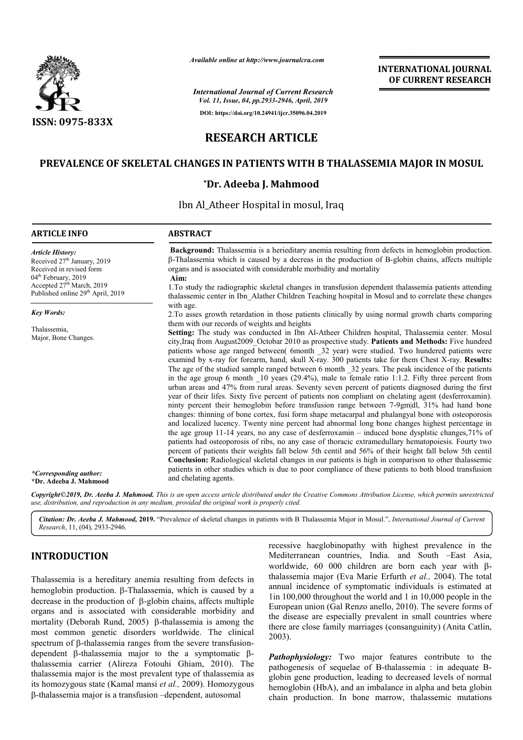*Available online at http://www.journalcra.com*

*International Journal of Current Research*
*Vol. 11, Issue, 04, pp.2933-2946, April, 2019*

**DOI: https://doi.org/10.24941/ijcr.35096.04.2019**

**INTERNATIONAL JOURNAL OF CURRENT RESEARCH**

**ISSN: 0975-833X**

# RESEARCH ARTICLE

## PREVALENCE OF SKELETAL CHANGES IN PATIENTS WITH B THALASSEMIA MAJOR IN MOSUL

**\*Dr. Adeeba J. Mahmood**

Ibn Al_Atheer Hospital in mosul, Iraq

**ARTICLE INFO**

*Article History:*
Received 27th January, 2019
Received in revised form
04th February, 2019
Accepted 27th March, 2019
Published online 29th April, 2019

*Key Words:*

Thalassemia,
Major, Bone Changes.

*\*Corresponding author:*
**\*Dr. Adeeba J. Mahmood**

**ABSTRACT**

**Background:** Thalassemia is a herieditary anemia resulting from defects in hemoglobin production. β-Thalassemia which is caused by a decreas in the production of B-globin chains, affects multiple organs and is associated with considerable morbidity and mortality

**Aim:**

1.To study the radiographic skeletal changes in transfusion dependent thalassemia patients attending thalassemic center in Ibn_Alather Children Teaching hospital in Mosul and to correlate these changes with age.

2.To asses growth retardation in those patients clinically by using normal growth charts comparing them with our records of weights and heights

**Setting:** The study was conducted in Ibn Al-Atheer Children hospital, Thalassemia center. Mosul city,Iraq from August2009_Octobar 2010 as prospective study. **Patients and Methods:** Five hundred patients whose age ranged between( 6month _32 year) were studied. Two hundered patients were examind by x-ray for forearm, hand, skull X-ray. 300 patients take for them Chest X-ray. **Results:** The age of the studied sample ranged between 6 month _32 years. The peak incidence of the patients in the age group 6 month _10 years (29.4%), male to female ratio 1:1.2. Fifty three percent from urban areas and 47% from rural areas. Seventy seven percent of patients diagnosed during the first year of their lifes. Sixty five percent of patients non compliant on chelating agent (desferroxamin). ninty percent their hemoglobin before transfusion range between 7-9gm|dl, 31% had hand bone changes: thinning of bone cortex, fusi form shape metacarpal and phalangyal bone with osteoporosis and localized lucency. Twenty nine percent had abnormal long bone changes highest percentage in the age group 11-14 years, no any case of desferroxamin – induced bone dysplstic changes,71% of patients had osteoporosis of ribs, no any case of thoracic extramedullary hematopoiesis. Fourty two percent of patients their weights fall below 5th centil and 56% of their height fall below 5th centil **Conclusion:** Radiological skeletal changes in our patients is high in comparison to other thalassemic patients in other studies which is due to poor compliance of these patients to both blood transfusion and chelating agents.

*Copyright©2019, Dr. Aeeba J. Mahmood. This is an open access article distributed under the Creative Commons Attribution License, which permits unrestricted use, distribution, and reproduction in any medium, provided the original work is properly cited.*

*Citation: Dr. Aeeba J. Mahmood,* **2019.** "Prevalence of skeletal changes in patients with B Thalassemia Major in Mosul.", *International Journal of Current Research*, 11, (04), 2933-2946.

# INTRODUCTION

Thalassemia is a hereditary anemia resulting from defects in hemoglobin production. β-Thalassemia, which is caused by a decrease in the production of β-globin chains, affects multiple organs and is associated with considerable morbidity and mortality (Deborah Rund, 2005) β-thalassemia is among the most common genetic disorders worldwide. The clinical spectrum of β-thalassemia ranges from the severe transfusion-dependent β-thalassemia major to the a symptomatic β-thalassemia carrier (Alireza Fotouhi Ghiam, 2010). The thalassemia major is the most prevalent type of thalassemia as its homozygous state (Kamal mansi *et al.,* 2009). Homozygous β-thalassemia major is a transfusion –dependent, autosomal recessive haeglobinopathy with highest prevalence in the Mediterranean countries, India. and South –East Asia, worldwide, 60 000 children are born each year with β-thalassemia major (Eva Marie Erfurth *et al.,* 2004). The total annual incidence of symptomatic individuals is estimated at 1in 100,000 throughout the world and 1 in 10,000 people in the European union (Gal Renzo anello, 2010). The severe forms of the disease are especially prevalent in small countries where there are close family marriages (consanguinity) (Anita Catlin, 2003).

***Pathophysiology:*** Two major features contribute to the pathogenesis of sequelae of B-thalassemia : in adequate B-globin gene production, leading to decreased levels of normal hemoglobin (HbA), and an imbalance in alpha and beta globin chain production. In bone marrow, thalassemic mutations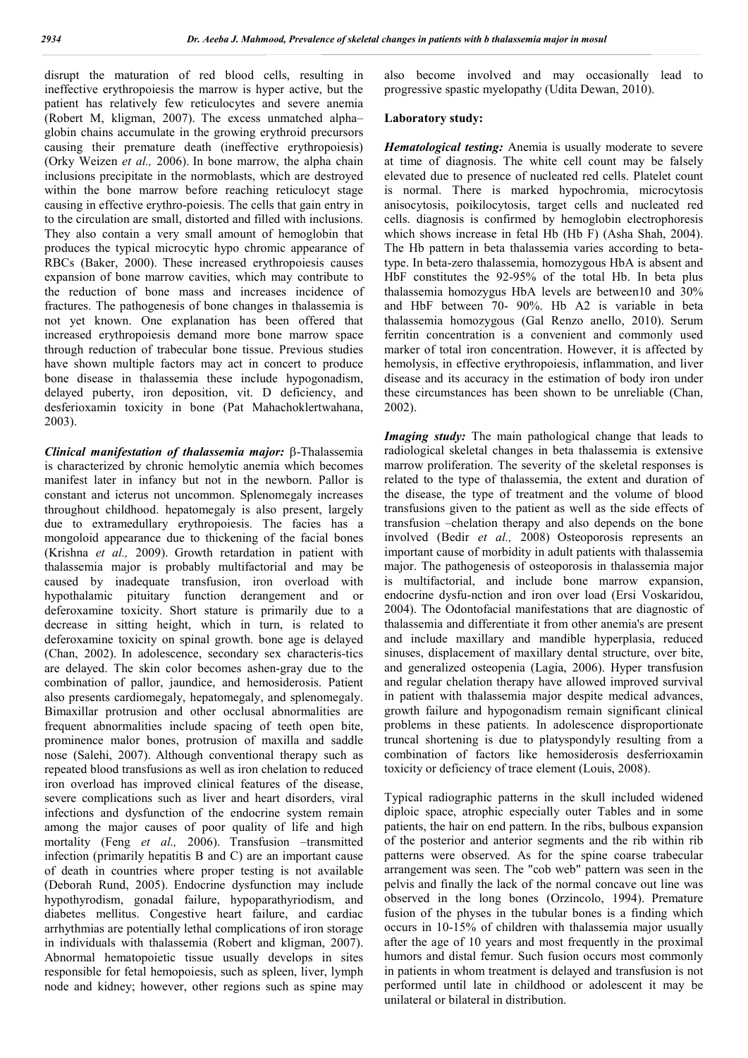disrupt the maturation of red blood cells, resulting in ineffective erythropoiesis the marrow is hyper active, but the patient has relatively few reticulocytes and severe anemia (Robert M, kligman, 2007). The excess unmatched alpha–globin chains accumulate in the growing erythroid precursors causing their premature death (ineffective erythropoiesis) (Orky Weizen *et al.,* 2006). In bone marrow, the alpha chain inclusions precipitate in the normoblasts, which are destroyed within the bone marrow before reaching reticulocyt stage causing in effective erythro-poiesis. The cells that gain entry in to the circulation are small, distorted and filled with inclusions. They also contain a very small amount of hemoglobin that produces the typical microcytic hypo chromic appearance of RBCs (Baker, 2000). These increased erythropoiesis causes expansion of bone marrow cavities, which may contribute to the reduction of bone mass and increases incidence of fractures. The pathogenesis of bone changes in thalassemia is not yet known. One explanation has been offered that increased erythropoiesis demand more bone marrow space through reduction of trabecular bone tissue. Previous studies have shown multiple factors may act in concert to produce bone disease in thalassemia these include hypogonadism, delayed puberty, iron deposition, vit. D deficiency, and desferioxamin toxicity in bone (Pat Mahachoklertwahana, 2003).

***Clinical manifestation of thalassemia major:*** β-Thalassemia is characterized by chronic hemolytic anemia which becomes manifest later in infancy but not in the newborn. Pallor is constant and icterus not uncommon. Splenomegaly increases throughout childhood. hepatomegaly is also present, largely due to extramedullary erythropoiesis. The facies has a mongoloid appearance due to thickening of the facial bones (Krishna *et al.,* 2009). Growth retardation in patient with thalassemia major is probably multifactorial and may be caused by inadequate transfusion, iron overload with hypothalamic pituitary function derangement and or deferoxamine toxicity. Short stature is primarily due to a decrease in sitting height, which in turn, is related to deferoxamine toxicity on spinal growth. bone age is delayed (Chan, 2002). In adolescence, secondary sex characteris-tics are delayed. The skin color becomes ashen-gray due to the combination of pallor, jaundice, and hemosiderosis. Patient also presents cardiomegaly, hepatomegaly, and splenomegaly. Bimaxillar protrusion and other occlusal abnormalities are frequent abnormalities include spacing of teeth open bite, prominence malor bones, protrusion of maxilla and saddle nose (Salehi, 2007). Although conventional therapy such as repeated blood transfusions as well as iron chelation to reduced iron overload has improved clinical features of the disease, severe complications such as liver and heart disorders, viral infections and dysfunction of the endocrine system remain among the major causes of poor quality of life and high mortality (Feng *et al.,* 2006). Transfusion –transmitted infection (primarily hepatitis B and C) are an important cause of death in countries where proper testing is not available (Deborah Rund, 2005). Endocrine dysfunction may include hypothyrodism, gonadal failure, hypoparathyriodism, and diabetes mellitus. Congestive heart failure, and cardiac arrhythmias are potentially lethal complications of iron storage in individuals with thalassemia (Robert and kligman, 2007). Abnormal hematopoietic tissue usually develops in sites responsible for fetal hemopoiesis, such as spleen, liver, lymph node and kidney; however, other regions such as spine may also become involved and may occasionally lead to progressive spastic myelopathy (Udita Dewan, 2010).

**Laboratory study:**

***Hematological testing:*** Anemia is usually moderate to severe at time of diagnosis. The white cell count may be falsely elevated due to presence of nucleated red cells. Platelet count is normal. There is marked hypochromia, microcytosis anisocytosis, poikilocytosis, target cells and nucleated red cells. diagnosis is confirmed by hemoglobin electrophoresis which shows increase in fetal Hb (Hb F) (Asha Shah, 2004). The Hb pattern in beta thalassemia varies according to beta-type. In beta-zero thalassemia, homozygous HbA is absent and HbF constitutes the 92-95% of the total Hb. In beta plus thalassemia homozygus HbA levels are between10 and 30% and HbF between 70- 90%. Hb A2 is variable in beta thalassemia homozygous (Gal Renzo anello, 2010). Serum ferritin concentration is a convenient and commonly used marker of total iron concentration. However, it is affected by hemolysis, in effective erythropoiesis, inflammation, and liver disease and its accuracy in the estimation of body iron under these circumstances has been shown to be unreliable (Chan, 2002).

***Imaging study:*** The main pathological change that leads to radiological skeletal changes in beta thalassemia is extensive marrow proliferation. The severity of the skeletal responses is related to the type of thalassemia, the extent and duration of the disease, the type of treatment and the volume of blood transfusions given to the patient as well as the side effects of transfusion –chelation therapy and also depends on the bone involved (Bedir *et al.,* 2008) Osteoporosis represents an important cause of morbidity in adult patients with thalassemia major. The pathogenesis of osteoporosis in thalassemia major is multifactorial, and include bone marrow expansion, endocrine dysfu-nction and iron over load (Ersi Voskaridou, 2004). The Odontofacial manifestations that are diagnostic of thalassemia and differentiate it from other anemia's are present and include maxillary and mandible hyperplasia, reduced sinuses, displacement of maxillary dental structure, over bite, and generalized osteopenia (Lagia, 2006). Hyper transfusion and regular chelation therapy have allowed improved survival in patient with thalassemia major despite medical advances, growth failure and hypogonadism remain significant clinical problems in these patients. In adolescence disproportionate truncal shortening is due to platyspondyly resulting from a combination of factors like hemosiderosis desferrioxamin toxicity or deficiency of trace element (Louis, 2008).

Typical radiographic patterns in the skull included widened diploic space, atrophic especially outer Tables and in some patients, the hair on end pattern. In the ribs, bulbous expansion of the posterior and anterior segments and the rib within rib patterns were observed. As for the spine coarse trabecular arrangement was seen. The "cob web" pattern was seen in the pelvis and finally the lack of the normal concave out line was observed in the long bones (Orzincolo, 1994). Premature fusion of the physes in the tubular bones is a finding which occurs in 10-15% of children with thalassemia major usually after the age of 10 years and most frequently in the proximal humors and distal femur. Such fusion occurs most commonly in patients in whom treatment is delayed and transfusion is not performed until late in childhood or adolescent it may be unilateral or bilateral in distribution.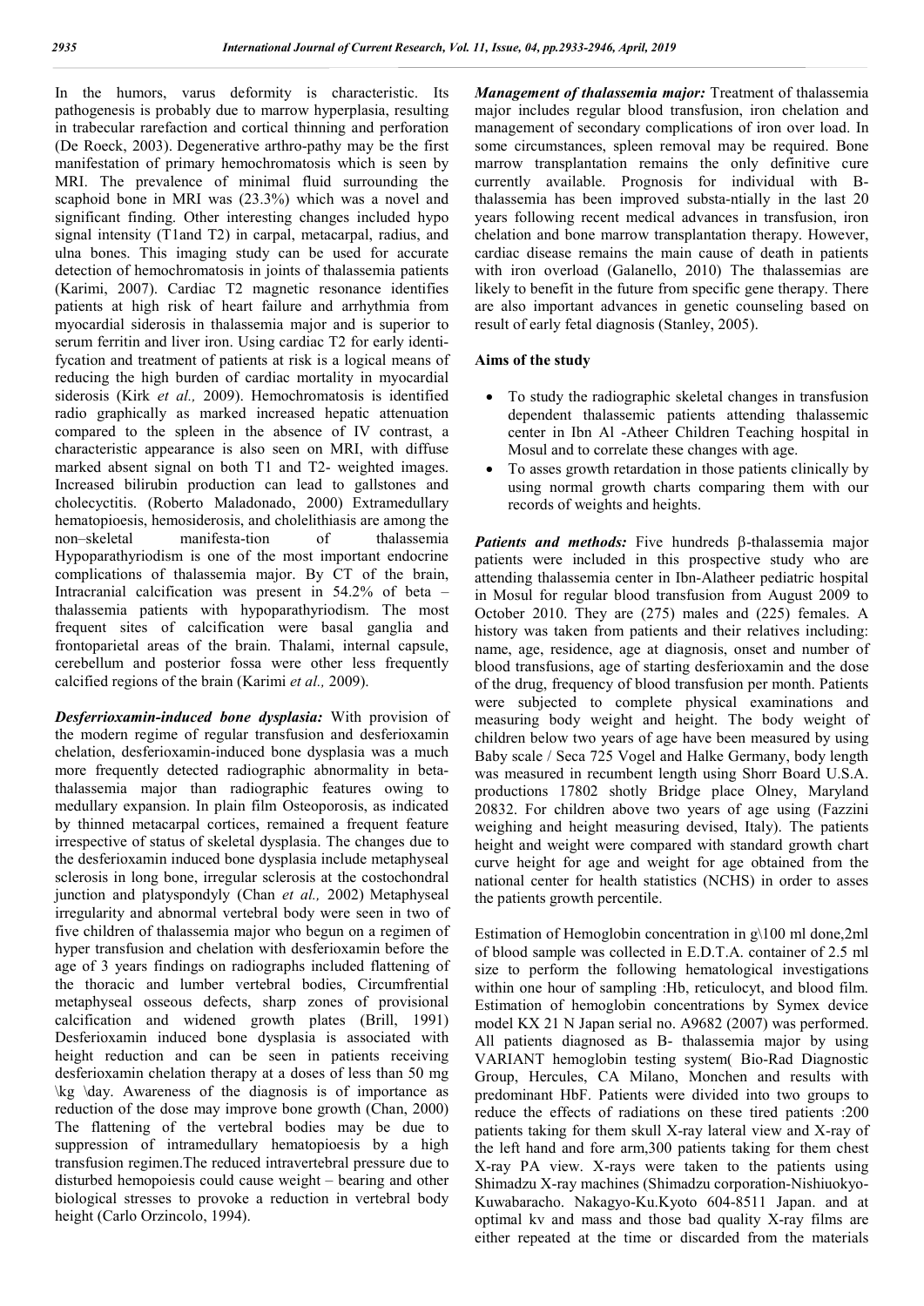In the humors, varus deformity is characteristic. Its pathogenesis is probably due to marrow hyperplasia, resulting in trabecular rarefaction and cortical thinning and perforation (De Roeck, 2003). Degenerative arthro-pathy may be the first manifestation of primary hemochromatosis which is seen by MRI. The prevalence of minimal fluid surrounding the scaphoid bone in MRI was (23.3%) which was a novel and significant finding. Other interesting changes included hypo signal intensity (T1and T2) in carpal, metacarpal, radius, and ulna bones. This imaging study can be used for accurate detection of hemochromatosis in joints of thalassemia patients (Karimi, 2007). Cardiac T2 magnetic resonance identifies patients at high risk of heart failure and arrhythmia from myocardial siderosis in thalassemia major and is superior to serum ferritin and liver iron. Using cardiac T2 for early identi-fycation and treatment of patients at risk is a logical means of reducing the high burden of cardiac mortality in myocardial siderosis (Kirk *et al.,* 2009). Hemochromatosis is identified radio graphically as marked increased hepatic attenuation compared to the spleen in the absence of IV contrast, a characteristic appearance is also seen on MRI, with diffuse marked absent signal on both T1 and T2- weighted images. Increased bilirubin production can lead to gallstones and cholecyctitis. (Roberto Maladonado, 2000) Extramedullary hematopioesis, hemosiderosis, and cholelithiasis are among the non–skeletal manifesta-tion of thalassemia Hypoparathyriodism is one of the most important endocrine complications of thalassemia major. By CT of the brain, Intracranial calcification was present in 54.2% of beta – thalassemia patients with hypoparathyriodism. The most frequent sites of calcification were basal ganglia and frontoparietal areas of the brain. Thalami, internal capsule, cerebellum and posterior fossa were other less frequently calcified regions of the brain (Karimi *et al.,* 2009).

***Desferrioxamin-induced bone dysplasia:*** With provision of the modern regime of regular transfusion and desferioxamin chelation, desferioxamin-induced bone dysplasia was a much more frequently detected radiographic abnormality in beta-thalassemia major than radiographic features owing to medullary expansion. In plain film Osteoporosis, as indicated by thinned metacarpal cortices, remained a frequent feature irrespective of status of skeletal dysplasia. The changes due to the desferioxamin induced bone dysplasia include metaphyseal sclerosis in long bone, irregular sclerosis at the costochondral junction and platyspondyly (Chan *et al.,* 2002) Metaphyseal irregularity and abnormal vertebral body were seen in two of five children of thalassemia major who begun on a regimen of hyper transfusion and chelation with desferioxamin before the age of 3 years findings on radiographs included flattening of the thoracic and lumber vertebral bodies, Circumfrential metaphyseal osseous defects, sharp zones of provisional calcification and widened growth plates (Brill, 1991) Desferioxamin induced bone dysplasia is associated with height reduction and can be seen in patients receiving desferioxamin chelation therapy at a doses of less than 50 mg \kg \day. Awareness of the diagnosis is of importance as reduction of the dose may improve bone growth (Chan, 2000) The flattening of the vertebral bodies may be due to suppression of intramedullary hematopioesis by a high transfusion regimen.The reduced intravertebral pressure due to disturbed hemopoiesis could cause weight – bearing and other biological stresses to provoke a reduction in vertebral body height (Carlo Orzincolo, 1994).

***Management of thalassemia major:*** Treatment of thalassemia major includes regular blood transfusion, iron chelation and management of secondary complications of iron over load. In some circumstances, spleen removal may be required. Bone marrow transplantation remains the only definitive cure currently available. Prognosis for individual with B-thalassemia has been improved substa-ntially in the last 20 years following recent medical advances in transfusion, iron chelation and bone marrow transplantation therapy. However, cardiac disease remains the main cause of death in patients with iron overload (Galanello, 2010) The thalassemias are likely to benefit in the future from specific gene therapy. There are also important advances in genetic counseling based on result of early fetal diagnosis (Stanley, 2005).

## Aims of the study

- To study the radiographic skeletal changes in transfusion dependent thalassemic patients attending thalassemic center in Ibn Al -Atheer Children Teaching hospital in Mosul and to correlate these changes with age.
- To asses growth retardation in those patients clinically by using normal growth charts comparing them with our records of weights and heights.

***Patients and methods:*** Five hundreds β-thalassemia major patients were included in this prospective study who are attending thalassemia center in Ibn-Alatheer pediatric hospital in Mosul for regular blood transfusion from August 2009 to October 2010. They are (275) males and (225) females. A history was taken from patients and their relatives including: name, age, residence, age at diagnosis, onset and number of blood transfusions, age of starting desferioxamin and the dose of the drug, frequency of blood transfusion per month. Patients were subjected to complete physical examinations and measuring body weight and height. The body weight of children below two years of age have been measured by using Baby scale / Seca 725 Vogel and Halke Germany, body length was measured in recumbent length using Shorr Board U.S.A. productions 17802 shotly Bridge place Olney, Maryland 20832. For children above two years of age using (Fazzini weighing and height measuring devised, Italy). The patients height and weight were compared with standard growth chart curve height for age and weight for age obtained from the national center for health statistics (NCHS) in order to asses the patients growth percentile.

Estimation of Hemoglobin concentration in g\100 ml done,2ml of blood sample was collected in E.D.T.A. container of 2.5 ml size to perform the following hematological investigations within one hour of sampling :Hb, reticulocyt, and blood film. Estimation of hemoglobin concentrations by Symex device model KX 21 N Japan serial no. A9682 (2007) was performed. All patients diagnosed as B- thalassemia major by using VARIANT hemoglobin testing system( Bio-Rad Diagnostic Group, Hercules, CA Milano, Monchen and results with predominant HbF. Patients were divided into two groups to reduce the effects of radiations on these tired patients :200 patients taking for them skull X-ray lateral view and X-ray of the left hand and fore arm,300 patients taking for them chest X-ray PA view. X-rays were taken to the patients using Shimadzu X-ray machines (Shimadzu corporation-Nishiuokyo-Kuwabaracho. Nakagyo-Ku.Kyoto 604-8511 Japan. and at optimal kv and mass and those bad quality X-ray films are either repeated at the time or discarded from the materials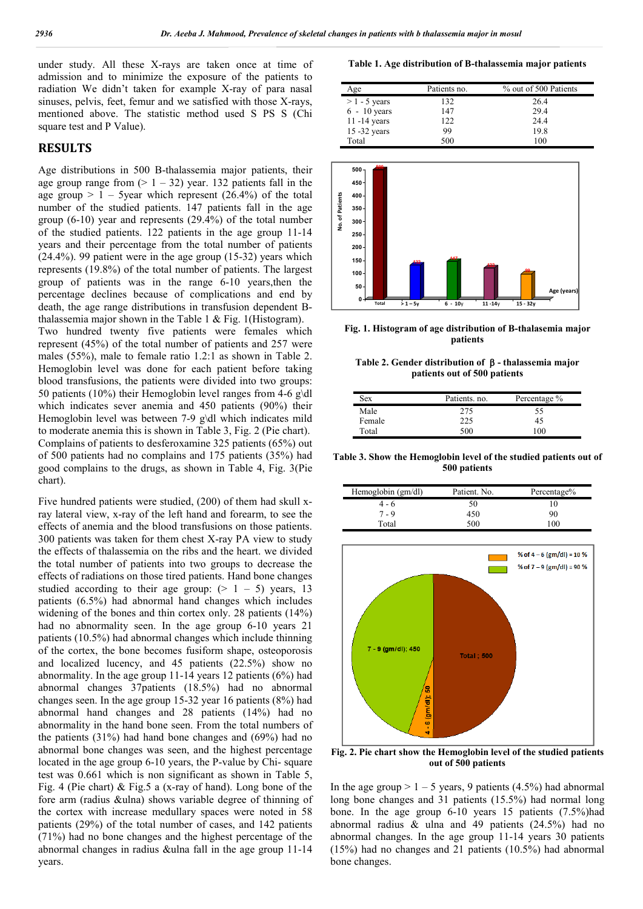under study. All these X-rays are taken once at time of admission and to minimize the exposure of the patients to radiation We didn't taken for example X-ray of para nasal sinuses, pelvis, feet, femur and we satisfied with those X-rays, mentioned above. The statistic method used S PS S (Chi square test and P Value).

## RESULTS

Age distributions in 500 B-thalassemia major patients, their age group range from (> 1 – 32) year. 132 patients fall in the age group > 1 – 5year which represent (26.4%) of the total number of the studied patients. 147 patients fall in the age group (6-10) year and represents (29.4%) of the total number of the studied patients. 122 patients in the age group 11-14 years and their percentage from the total number of patients (24.4%). 99 patient were in the age group (15-32) year which represents (19.8%) of the total number of patients. The largest group of patients was in the range 6-10 years,then the percentage declines because of complications and end by death, the age range distributions in transfusion dependent B-thalassemia major shown in the Table 1 & Fig. 1(Histogram).

Two hundred twenty five patients were females which represent (45%) of the total number of patients and 257 were males (55%), male to female ratio 1.2:1 as shown in Table 2. Hemoglobin level was done for each patient before taking blood transfusions, the patients were divided into two groups: 50 patients (10%) their Hemoglobin level ranges from 4-6 g\dl which indicates sever anemia and 450 patients (90%) their Hemoglobin level was between 7-9 g\dl which indicates mild to moderate anemia this is shown in Table 3, Fig. 2 (Pie chart). Complains of patients to desferoxamine 325 patients (65%) out of 500 patients had no complains and 175 patients (35%) had good complains to the drugs, as shown in Table 4, Fig. 3(Pie chart).

Five hundred patients were studied, (200) of them had skull x-ray lateral view, x-ray of the left hand and forearm, to see the effects of anemia and the blood transfusions on those patients. 300 patients was taken for them chest X-ray PA view to study the effects of thalassemia on the ribs and the heart. we divided the total number of patients into two groups to decrease the effects of radiations on those tired patients. Hand bone changes studied according to their age group: (> 1 – 5) years, 13 patients (6.5%) had abnormal hand changes which includes widening of the bones and thin cortex only. 28 patients (14%) had no abnormality seen. In the age group 6-10 years 21 patients (10.5%) had abnormal changes which include thinning of the cortex, the bone becomes fusiform shape, osteoporosis and localized lucency, and 45 patients (22.5%) show no abnormality. In the age group 11-14 years 12 patients (6%) had abnormal changes 37patients (18.5%) had no abnormal changes seen. In the age group 15-32 year 16 patients (8%) had abnormal hand changes and 28 patients (14%) had no abnormality in the hand bone seen. From the total numbers of the patients (31%) had hand bone changes and (69%) had no abnormal bone changes was seen, and the highest percentage located in the age group 6-10 years, the P-value by Chi- square test was 0.661 which is non significant as shown in Table 5, Fig. 4 (Pie chart) & Fig.5 a (x-ray of hand). Long bone of the fore arm (radius &ulna) shows variable degree of thinning of the cortex with increase medullary spaces were noted in 58 patients (29%) of the total number of cases, and 142 patients (71%) had no bone changes and the highest percentage of the abnormal changes in radius &ulna fall in the age group 11-14 years.

**Table 1. Age distribution of B-thalassemia major patients**

| Age | Patients no. | % out of 500 Patients |
|---|---|---|
| > 1 - 5 years | 132 | 26.4 |
| 6 - 10 years | 147 | 29.4 |
| 11 -14 years | 122 | 24.4 |
| 15 -32 years | 99 | 19.8 |
| Total | 500 | 100 |

**Fig. 1. Histogram of age distribution of B-thalasemia major patients**

**Table 2. Gender distribution of β - thalassemia major patients out of 500 patients**

| Sex | Patients. no. | Percentage % |
|---|---|---|
| Male | 275 | 55 |
| Female | 225 | 45 |
| Total | 500 | 100 |

**Table 3. Show the Hemoglobin level of the studied patients out of 500 patients**

| Hemoglobin (gm/dl) | Patient. No. | Percentage% |
|---|---|---|
| 4 - 6 | 50 | 10 |
| 7 - 9 | 450 | 90 |
| Total | 500 | 100 |

**Fig. 2. Pie chart show the Hemoglobin level of the studied patients out of 500 patients**

In the age group > 1 – 5 years, 9 patients (4.5%) had abnormal long bone changes and 31 patients (15.5%) had normal long bone. In the age group 6-10 years 15 patients (7.5%)had abnormal radius & ulna and 49 patients (24.5%) had no abnormal changes. In the age group 11-14 years 30 patients (15%) had no changes and 21 patients (10.5%) had abnormal bone changes.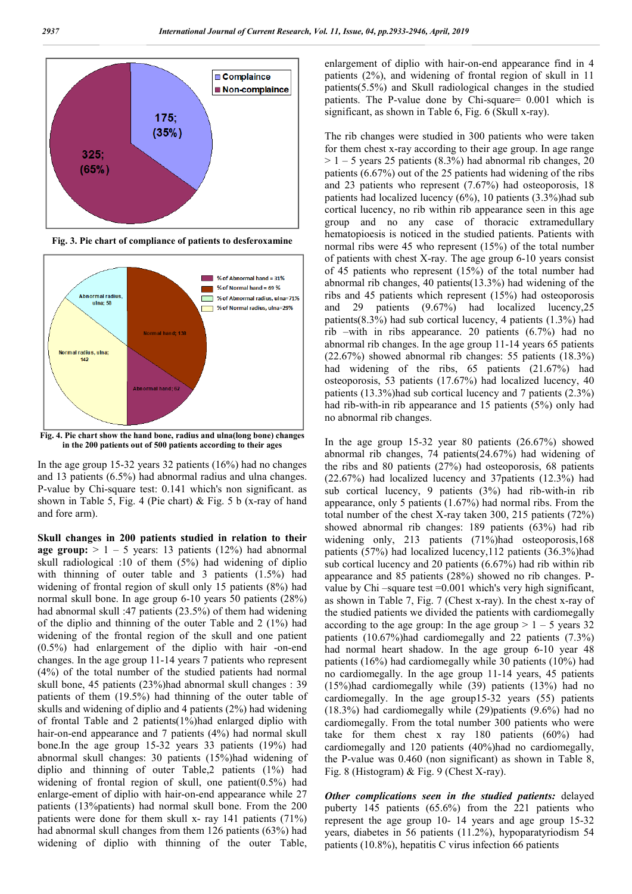Fig. 3. Pie chart of compliance of patients to desferoxamine

Fig. 4. Pie chart show the hand bone, radius and ulna(long bone) changes in the 200 patients out of 500 patients according to their ages

In the age group 15-32 years 32 patients (16%) had no changes and 13 patients (6.5%) had abnormal radius and ulna changes. P-value by Chi-square test: 0.141 which's non significant. as shown in Table 5, Fig. 4 (Pie chart) & Fig. 5 b (x-ray of hand and fore arm).

**Skull changes in 200 patients studied in relation to their age group:** > 1 – 5 years: 13 patients (12%) had abnormal skull radiological :10 of them (5%) had widening of diplio with thinning of outer table and 3 patients (1.5%) had widening of frontal region of skull only 15 patients (8%) had normal skull bone. In age group 6-10 years 50 patients (28%) had abnormal skull :47 patients (23.5%) of them had widening of the diplio and thinning of the outer Table and 2 (1%) had widening of the frontal region of the skull and one patient (0.5%) had enlargement of the diplio with hair -on-end changes. In the age group 11-14 years 7 patients who represent (4%) of the total number of the studied patients had normal skull bone, 45 patients (23%)had abnormal skull changes : 39 patients of them (19.5%) had thinning of the outer table of skulls and widening of diplio and 4 patients (2%) had widening of frontal Table and 2 patients(1%)had enlarged diplio with hair-on-end appearance and 7 patients (4%) had normal skull bone.In the age group 15-32 years 33 patients (19%) had abnormal skull changes: 30 patients (15%)had widening of diplio and thinning of outer Table,2 patients (1%) had widening of frontal region of skull, one patient(0.5%) had enlarge-ement of diplio with hair-on-end appearance while 27 patients (13%patients) had normal skull bone. From the 200 patients were done for them skull x- ray 141 patients (71%) had abnormal skull changes from them 126 patients (63%) had widening of diplio with thinning of the outer Table, enlargement of diplio with hair-on-end appearance find in 4 patients (2%), and widening of frontal region of skull in 11 patients(5.5%) and Skull radiological changes in the studied patients. The P-value done by Chi-square= 0.001 which is significant, as shown in Table 6, Fig. 6 (Skull x-ray).

The rib changes were studied in 300 patients who were taken for them chest x-ray according to their age group. In age range > 1 – 5 years 25 patients (8.3%) had abnormal rib changes, 20 patients (6.67%) out of the 25 patients had widening of the ribs and 23 patients who represent (7.67%) had osteoporosis, 18 patients had localized lucency (6%), 10 patients (3.3%)had sub cortical lucency, no rib within rib appearance seen in this age group and no any case of thoracic extramedullary hematopioesis is noticed in the studied patients. Patients with normal ribs were 45 who represent (15%) of the total number of patients with chest X-ray. The age group 6-10 years consist of 45 patients who represent (15%) of the total number had abnormal rib changes, 40 patients(13.3%) had widening of the ribs and 45 patients which represent (15%) had osteoporosis and 29 patients (9.67%) had localized lucency,25 patients(8.3%) had sub cortical lucency, 4 patients (1.3%) had rib –with in ribs appearance. 20 patients (6.7%) had no abnormal rib changes. In the age group 11-14 years 65 patients (22.67%) showed abnormal rib changes: 55 patients (18.3%) had widening of the ribs, 65 patients (21.67%) had osteoporosis, 53 patients (17.67%) had localized lucency, 40 patients (13.3%)had sub cortical lucency and 7 patients (2.3%) had rib-with-in rib appearance and 15 patients (5%) only had no abnormal rib changes.

In the age group 15-32 year 80 patients (26.67%) showed abnormal rib changes, 74 patients(24.67%) had widening of the ribs and 80 patients (27%) had osteoporosis, 68 patients (22.67%) had localized lucency and 37patients (12.3%) had sub cortical lucency, 9 patients (3%) had rib-with-in rib appearance, only 5 patients (1.67%) had normal ribs. From the total number of the chest X-ray taken 300, 215 patients (72%) showed abnormal rib changes: 189 patients (63%) had rib widening only, 213 patients (71%)had osteoporosis,168 patients (57%) had localized lucency,112 patients (36.3%)had sub cortical lucency and 20 patients (6.67%) had rib within rib appearance and 85 patients (28%) showed no rib changes. P-value by Chi –square test =0.001 which's very high significant, as shown in Table 7, Fig. 7 (Chest x-ray). In the chest x-ray of the studied patients we divided the patients with cardiomegally according to the age group: In the age group > 1 – 5 years 32 patients (10.67%)had cardiomegally and 22 patients (7.3%) had normal heart shadow. In the age group 6-10 year 48 patients (16%) had cardiomegally while 30 patients (10%) had no cardiomegally. In the age group 11-14 years, 45 patients (15%)had cardiomegally while (39) patients (13%) had no cardiomegally. In the age group15-32 years (55) patients (18.3%) had cardiomegally while (29)patients (9.6%) had no cardiomegally. From the total number 300 patients who were take for them chest x ray 180 patients (60%) had cardiomegally and 120 patients (40%)had no cardiomegally, the P-value was 0.460 (non significant) as shown in Table 8, Fig. 8 (Histogram) & Fig. 9 (Chest X-ray).

***Other complications seen in the studied patients:*** delayed puberty 145 patients (65.6%) from the 221 patients who represent the age group 10- 14 years and age group 15-32 years, diabetes in 56 patients (11.2%), hypoparatyroidism 54 patients (10.8%), hepatitis C virus infection 66 patients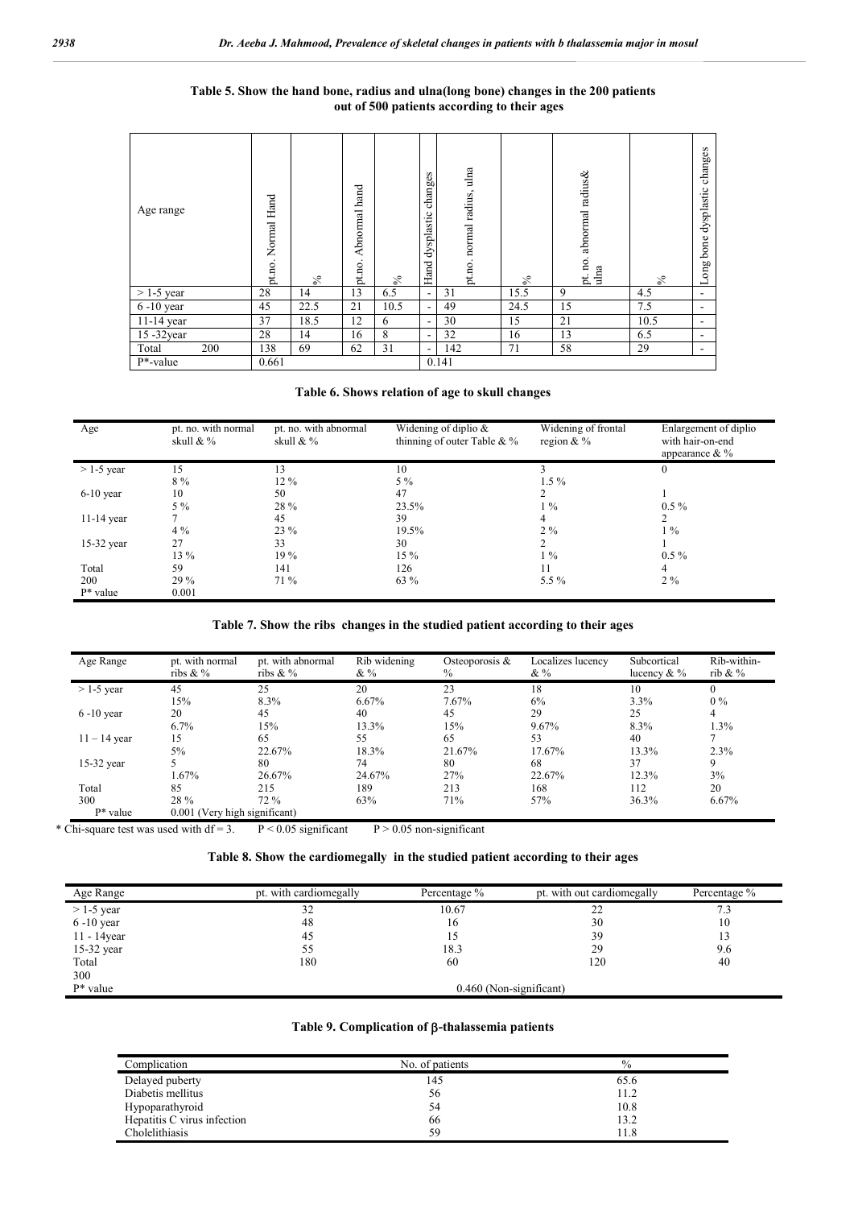**Table 5. Show the hand bone, radius and ulna(long bone) changes in the 200 patients out of 500 patients according to their ages**

| Age range | pt.no. Normal Hand | % | pt.no. Abnormal hand | % | Hand dysplastic changes | pt.no. normal radius, ulna | % | pt. no. abnormal radius& ulna | % | Long bone dysplastic changes |
|---|---|---|---|---|---|---|---|---|---|---|
| > 1-5 year | 28 | 14 | 13 | 6.5 | - | 31 | 15.5 | 9 | 4.5 | - |
| 6 -10 year | 45 | 22.5 | 21 | 10.5 | - | 49 | 24.5 | 15 | 7.5 | - |
| 11-14 year | 37 | 18.5 | 12 | 6 | - | 30 | 15 | 21 | 10.5 | - |
| 15 -32year | 28 | 14 | 16 | 8 | - | 32 | 16 | 13 | 6.5 | - |
| Total 200 | 138 | 69 | 62 | 31 | - | 142 | 71 | 58 | 29 | - |
| P*-value | 0.661 | | | | | 0.141 | | | | |

**Table 6. Shows relation of age to skull changes**

| Age | pt. no. with normal skull & % | pt. no. with abnormal skull & % | Widening of diplio & thinning of outer Table & % | Widening of frontal region & % | Enlargement of diplio with hair-on-end appearance & % |
|---|---|---|---|---|---|
| > 1-5 year | 15<br>8 % | 13<br>12 % | 10<br>5 % | 3<br>1.5 % | 0 |
| 6-10 year | 10<br>5 % | 50<br>28 % | 47<br>23.5% | 2<br>1 % | 1<br>0.5 % |
| 11-14 year | 7<br>4 % | 45<br>23 % | 39<br>19.5% | 4<br>2 % | 2<br>1 % |
| 15-32 year | 27<br>13 % | 33<br>19 % | 30<br>15 % | 2<br>1 % | 1<br>0.5 % |
| Total<br>200 | 59<br>29 % | 141<br>71 % | 126<br>63 % | 11<br>5.5 % | 4<br>2 % |
| P* value | 0.001 | | | | |

**Table 7. Show the ribs changes in the studied patient according to their ages**

| Age Range | pt. with normal ribs & % | pt. with abnormal ribs & % | Rib widening & % | Osteoporosis & % | Localizes lucency & % | Subcortical lucency & % | Rib-within-rib & % |
|---|---|---|---|---|---|---|---|
| > 1-5 year | 45<br>15% | 25<br>8.3% | 20<br>6.67% | 23<br>7.67% | 18<br>6% | 10<br>3.3% | 0<br>0 % |
| 6 -10 year | 20<br>6.7% | 45<br>15% | 40<br>13.3% | 45<br>15% | 29<br>9.67% | 25<br>8.3% | 4<br>1.3% |
| 11 – 14 year | 15<br>5% | 65<br>22.67% | 55<br>18.3% | 65<br>21.67% | 53<br>17.67% | 40<br>13.3% | 7<br>2.3% |
| 15-32 year | 5<br>1.67% | 80<br>26.67% | 74<br>24.67% | 80<br>27% | 68<br>22.67% | 37<br>12.3% | 9<br>3% |
| Total<br>300 | 85<br>28 % | 215<br>72 % | 189<br>63% | 213<br>71% | 168<br>57% | 112<br>36.3% | 20<br>6.67% |
| P* value | 0.001 (Very high significant) | | | | | | |

\* Chi-square test was used with df = 3. $P < 0.05$ significant $P > 0.05$ non-significant

**Table 8. Show the cardiomegally in the studied patient according to their ages**

| Age Range | pt. with cardiomegally | Percentage % | pt. with out cardiomegally | Percentage % |
|---|---|---|---|---|
| > 1-5 year | 32 | 10.67 | 22 | 7.3 |
| 6 -10 year | 48 | 16 | 30 | 10 |
| 11 - 14year | 45 | 15 | 39 | 13 |
| 15-32 year | 55 | 18.3 | 29 | 9.6 |
| Total<br>300 | 180 | 60 | 120 | 40 |
| P* value | 0.460 (Non-significant) | | | |

**Table 9. Complication of β-thalassemia patients**

| Complication | No. of patients | % |
|---|---|---|
| Delayed puberty | 145 | 65.6 |
| Diabetis mellitus | 56 | 11.2 |
| Hypoparathyroid | 54 | 10.8 |
| Hepatitis C virus infection | 66 | 13.2 |
| Cholelithiasis | 59 | 11.8 |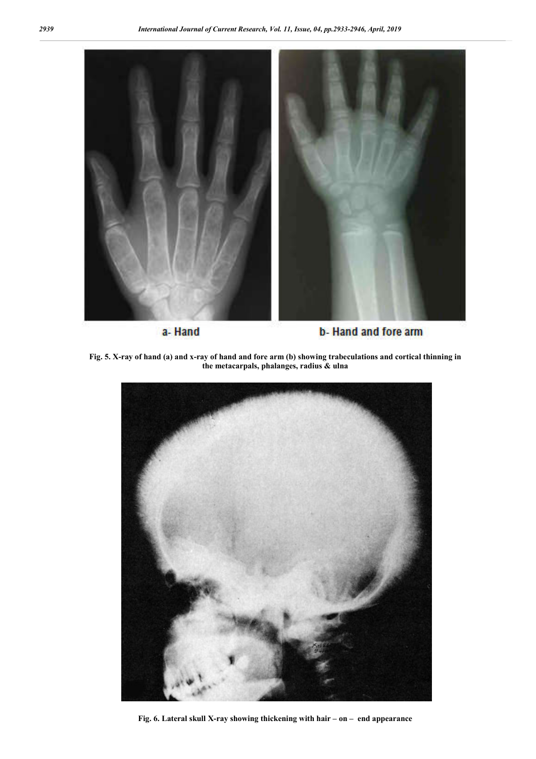a- Hand

b- Hand and fore arm

**Fig. 5. X-ray of hand (a) and x-ray of hand and fore arm (b) showing trabeculations and cortical thinning in the metacarpals, phalanges, radius & ulna**

**Fig. 6. Lateral skull X-ray showing thickening with hair – on – end appearance**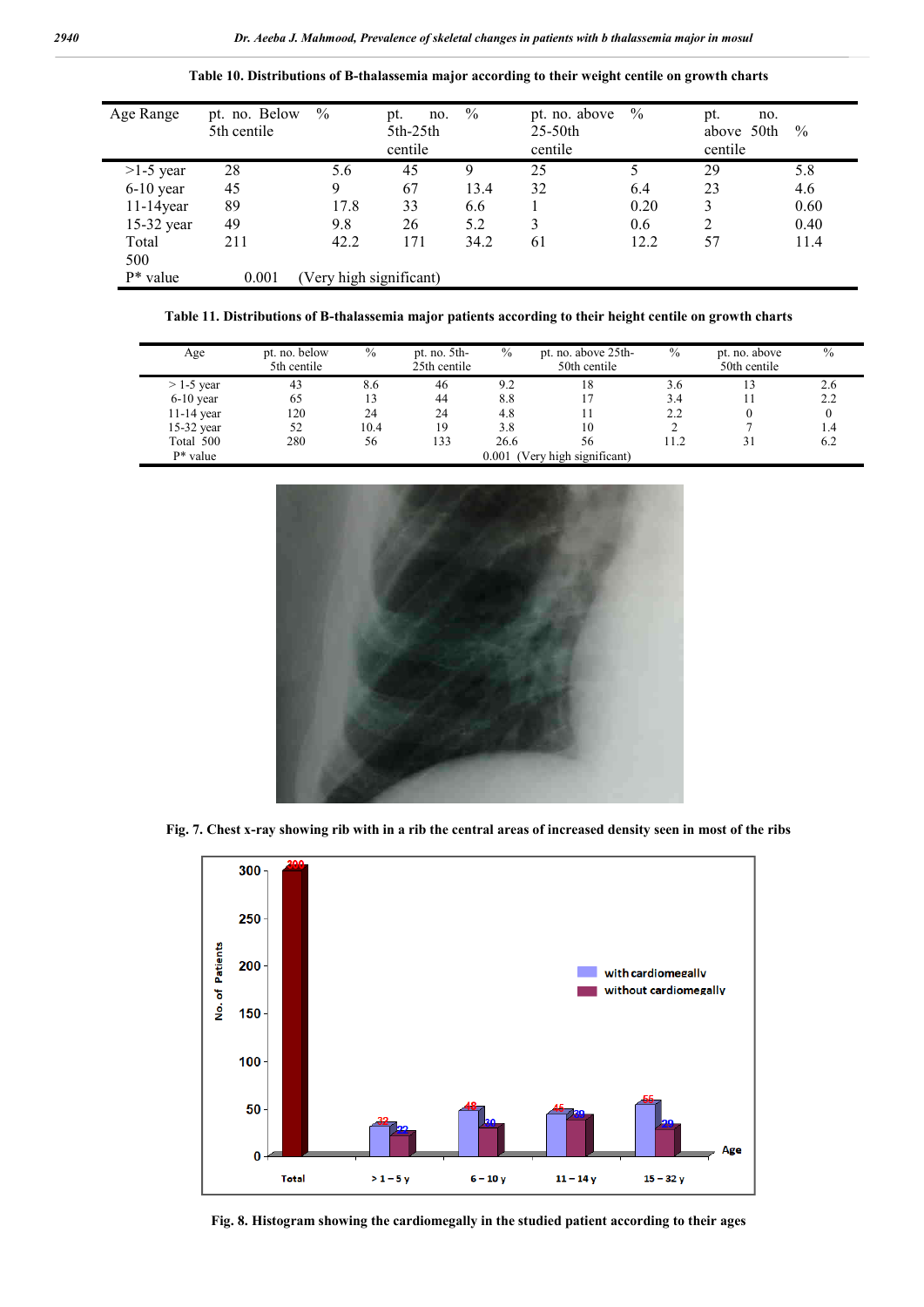**Table 10. Distributions of B-thalassemia major according to their weight centile on growth charts**

| Age Range | pt. no. Below 5th centile | % | pt. no. 5th-25th centile | % | pt. no. above 25-50th centile | % | pt. no. above 50th centile | % |
|---|---|---|---|---|---|---|---|---|
| >1-5 year | 28 | 5.6 | 45 | 9 | 25 | 5 | 29 | 5.8 |
| 6-10 year | 45 | 9 | 67 | 13.4 | 32 | 6.4 | 23 | 4.6 |
| 11-14year | 89 | 17.8 | 33 | 6.6 | 1 | 0.20 | 3 | 0.60 |
| 15-32 year | 49 | 9.8 | 26 | 5.2 | 3 | 0.6 | 2 | 0.40 |
| Total 500 | 211 | 42.2 | 171 | 34.2 | 61 | 12.2 | 57 | 11.4 |
| P* value | 0.001 (Very high significant) | | | | | | | |

**Table 11. Distributions of B-thalassemia major patients according to their height centile on growth charts**

| Age | pt. no. below 5th centile | % | pt. no. 5th-25th centile | % | pt. no. above 25th-50th centile | % | pt. no. above 50th centile | % |
|---|---|---|---|---|---|---|---|---|
| > 1-5 year | 43 | 8.6 | 46 | 9.2 | 18 | 3.6 | 13 | 2.6 |
| 6-10 year | 65 | 13 | 44 | 8.8 | 17 | 3.4 | 11 | 2.2 |
| 11-14 year | 120 | 24 | 24 | 4.8 | 11 | 2.2 | 0 | 0 |
| 15-32 year | 52 | 10.4 | 19 | 3.8 | 10 | 2 | 7 | 1.4 |
| Total 500 | 280 | 56 | 133 | 26.6 | 56 | 11.2 | 31 | 6.2 |
| P* value | 0.001 (Very high significant) | | | | | | | |

**Fig. 7. Chest x-ray showing rib with in a rib the central areas of increased density seen in most of the ribs**

**Fig. 8. Histogram showing the cardiomegally in the studied patient according to their ages**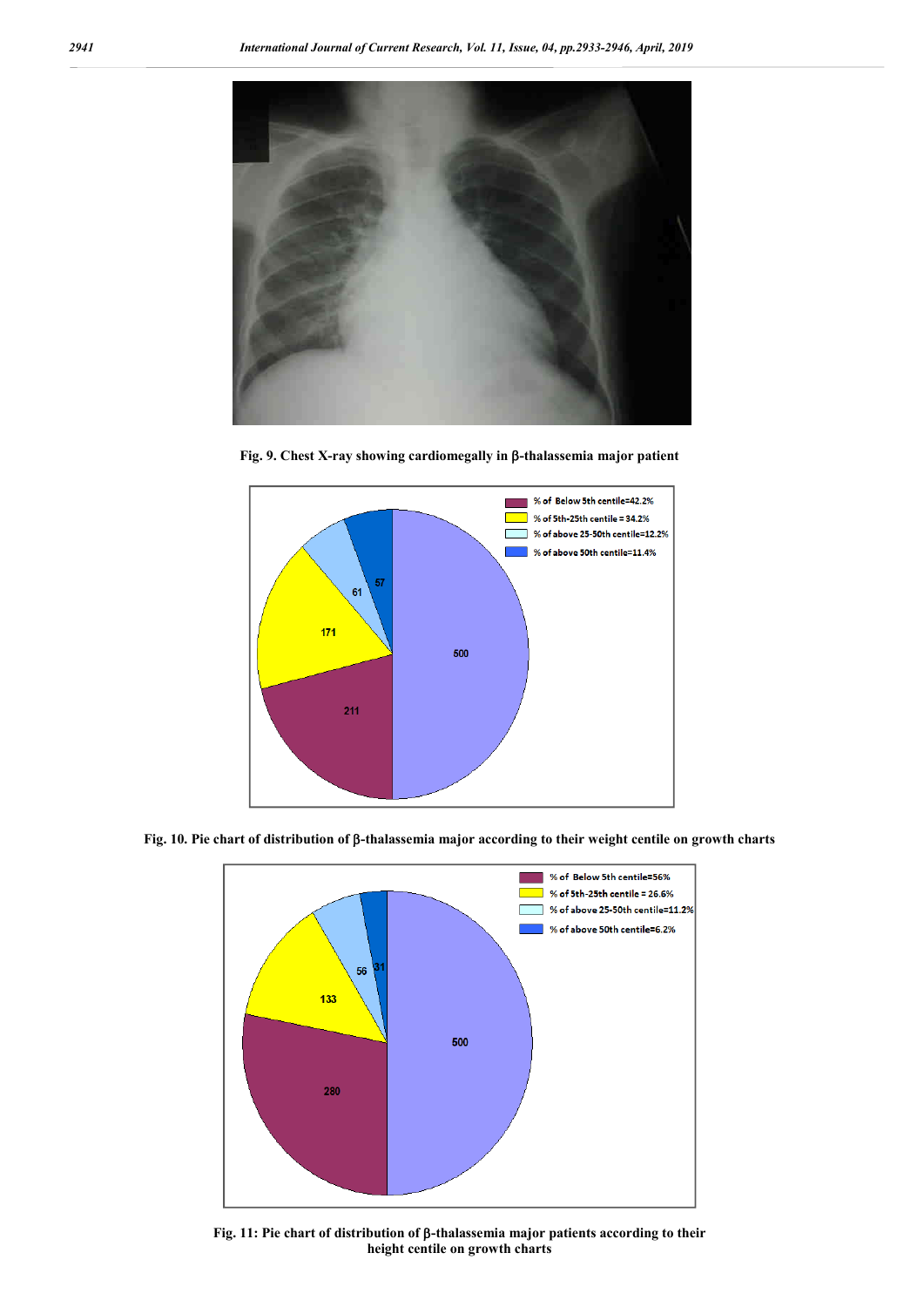Fig. 9. Chest X-ray showing cardiomegally in β-thalassemia major patient

Fig. 10. Pie chart of distribution of β-thalassemia major according to their weight centile on growth charts

Fig. 11: Pie chart of distribution of β-thalassemia major patients according to their height centile on growth charts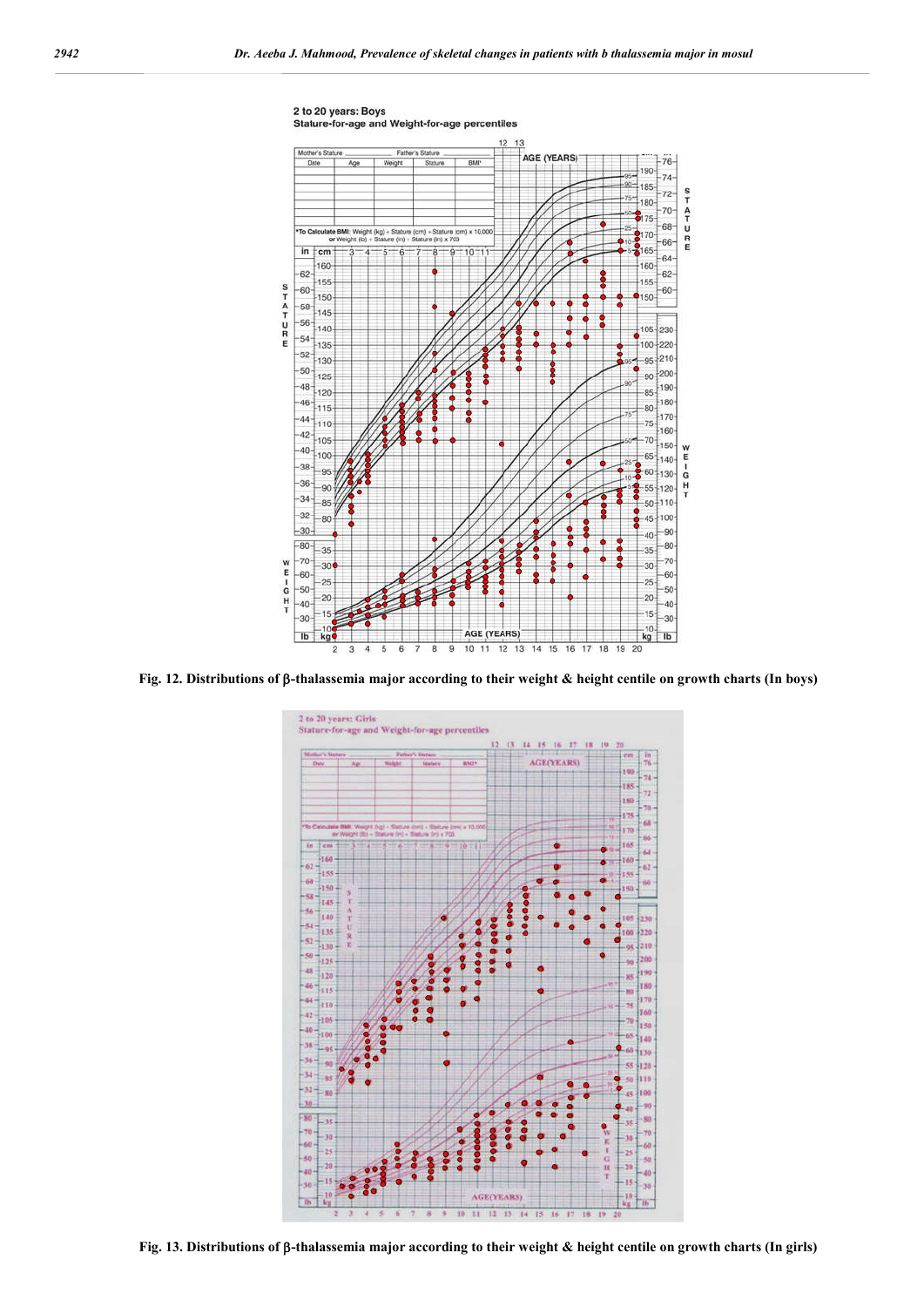Fig. 12. Distributions of β-thalassemia major according to their weight & height centile on growth charts (In boys)

Fig. 13. Distributions of β-thalassemia major according to their weight & height centile on growth charts (In girls)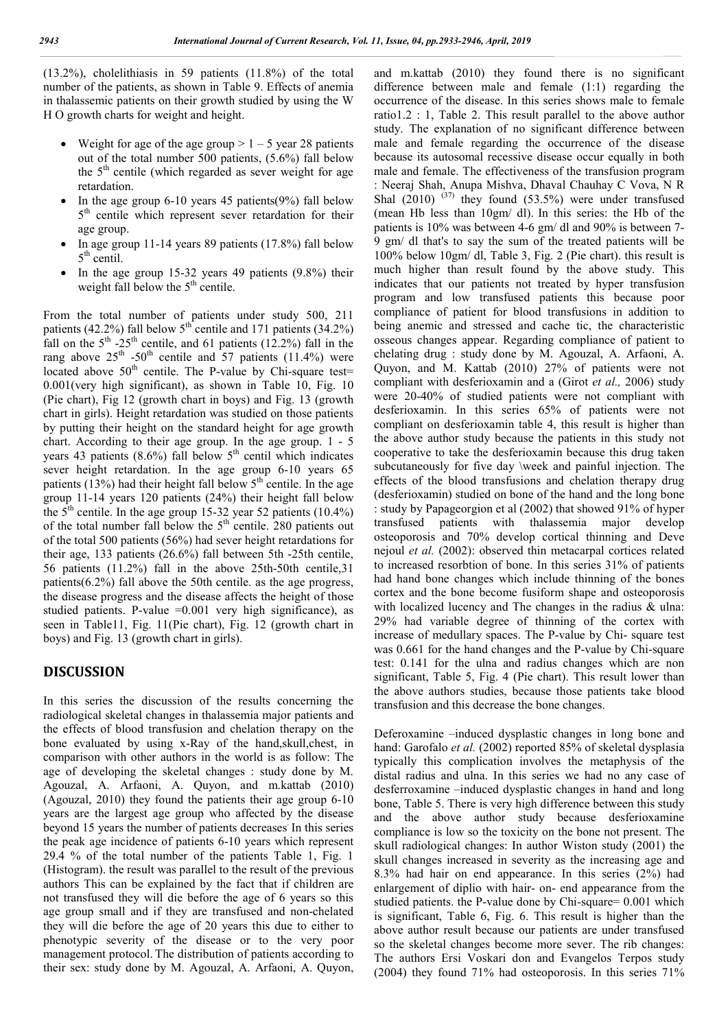(13.2%), cholelithiasis in 59 patients (11.8%) of the total number of the patients, as shown in Table 9. Effects of anemia in thalassemic patients on their growth studied by using the W H O growth charts for weight and height.

- Weight for age of the age group > 1 – 5 year 28 patients out of the total number 500 patients, (5.6%) fall below the 5th centile (which regarded as sever weight for age retardation.
- In the age group 6-10 years 45 patients(9%) fall below 5th centile which represent sever retardation for their age group.
- In age group 11-14 years 89 patients (17.8%) fall below 5th centil.
- In the age group 15-32 years 49 patients (9.8%) their weight fall below the 5th centile.

From the total number of patients under study 500, 211 patients (42.2%) fall below 5th centile and 171 patients (34.2%) fall on the 5th -25th centile, and 61 patients (12.2%) fall in the rang above 25th -50th centile and 57 patients (11.4%) were located above 50th centile. The P-value by Chi-square test= 0.001(very high significant), as shown in Table 10, Fig. 10 (Pie chart), Fig 12 (growth chart in boys) and Fig. 13 (growth chart in girls). Height retardation was studied on those patients by putting their height on the standard height for age growth chart. According to their age group. In the age group. 1 - 5 years 43 patients (8.6%) fall below 5th centil which indicates sever height retardation. In the age group 6-10 years 65 patients (13%) had their height fall below 5th centile. In the age group 11-14 years 120 patients (24%) their height fall below the 5th centile. In the age group 15-32 year 52 patients (10.4%) of the total number fall below the 5th centile. 280 patients out of the total 500 patients (56%) had sever height retardations for their age, 133 patients (26.6%) fall between 5th -25th centile, 56 patients (11.2%) fall in the above 25th-50th centile,31 patients(6.2%) fall above the 50th centile. as the age progress, the disease progress and the disease affects the height of those studied patients. P-value =0.001 very high significance), as seen in Table11, Fig. 11(Pie chart), Fig. 12 (growth chart in boys) and Fig. 13 (growth chart in girls).

## DISCUSSION

In this series the discussion of the results concerning the radiological skeletal changes in thalassemia major patients and the effects of blood transfusion and chelation therapy on the bone evaluated by using x-Ray of the hand,skull,chest, in comparison with other authors in the world is as follow: The age of developing the skeletal changes : study done by M. Agouzal, A. Arfaoni, A. Quyon, and m.kattab (2010) (Agouzal, 2010) they found the patients their age group 6-10 years are the largest age group who affected by the disease beyond 15 years the number of patients decreases. In this series the peak age incidence of patients 6-10 years which represent 29.4 % of the total number of the patients Table 1, Fig. 1 (Histogram). the result was parallel to the result of the previous authors This can be explained by the fact that if children are not transfused they will die before the age of 6 years so this age group small and if they are transfused and non-chelated they will die before the age of 20 years this due to either to phenotypic severity of the disease or to the very poor management protocol. The distribution of patients according to their sex: study done by M. Agouzal, A. Arfaoni, A. Quyon, and m.kattab (2010) they found there is no significant difference between male and female (1:1) regarding the occurrence of the disease. In this series shows male to female ratio1.2 : 1, Table 2. This result parallel to the above author study. The explanation of no significant difference between male and female regarding the occurrence of the disease because its autosomal recessive disease occur equally in both male and female. The effectiveness of the transfusion program : Neeraj Shah, Anupa Mishva, Dhaval Chauhay C Vova, N R Shal (2010) [37] they found (53.5%) were under transfused (mean Hb less than 10gm/ dl). In this series: the Hb of the patients is 10% was between 4-6 gm/ dl and 90% is between 7-9 gm/ dl that's to say the sum of the treated patients will be 100% below 10gm/ dl, Table 3, Fig. 2 (Pie chart). this result is much higher than result found by the above study. This indicates that our patients not treated by hyper transfusion program and low transfused patients this because poor compliance of patient for blood transfusions in addition to being anemic and stressed and cache tic, the characteristic osseous changes appear. Regarding compliance of patient to chelating drug : study done by M. Agouzal, A. Arfaoni, A. Quyon, and M. Kattab (2010) 27% of patients were not compliant with desferioxamin and a (Girot *et al.,* 2006) study were 20-40% of studied patients were not compliant with desferioxamin. In this series 65% of patients were not compliant on desferioxamin table 4, this result is higher than the above author study because the patients in this study not cooperative to take the desferioxamin because this drug taken subcutaneously for five day \week and painful injection. The effects of the blood transfusions and chelation therapy drug (desferioxamin) studied on bone of the hand and the long bone : study by Papageorgion et al (2002) that showed 91% of hyper transfused patients with thalassemia major develop osteoporosis and 70% develop cortical thinning and Deve nejoul *et al.* (2002): observed thin metacarpal cortices related to increased resorbtion of bone. In this series 31% of patients had hand bone changes which include thinning of the bones cortex and the bone become fusiform shape and osteoporosis with localized lucency and The changes in the radius & ulna: 29% had variable degree of thinning of the cortex with increase of medullary spaces. The P-value by Chi- square test was 0.661 for the hand changes and the P-value by Chi-square test: 0.141 for the ulna and radius changes which are non significant, Table 5, Fig. 4 (Pie chart). This result lower than the above authors studies, because those patients take blood transfusion and this decrease the bone changes.

Deferoxamine –induced dysplastic changes in long bone and hand: Garofalo *et al.* (2002) reported 85% of skeletal dysplasia typically this complication involves the metaphysis of the distal radius and ulna. In this series we had no any case of desferroxamine –induced dysplastic changes in hand and long bone, Table 5. There is very high difference between this study and the above author study because desferioxamine compliance is low so the toxicity on the bone not present. The skull radiological changes: In author Wiston study (2001) the skull changes increased in severity as the increasing age and 8.3% had hair on end appearance. In this series (2%) had enlargement of diplio with hair- on- end appearance from the studied patients. the P-value done by Chi-square= 0.001 which is significant, Table 6, Fig. 6. This result is higher than the above author result because our patients are under transfused so the skeletal changes become more sever. The rib changes: The authors Ersi Voskari don and Evangelos Terpos study (2004) they found 71% had osteoporosis. In this series 71%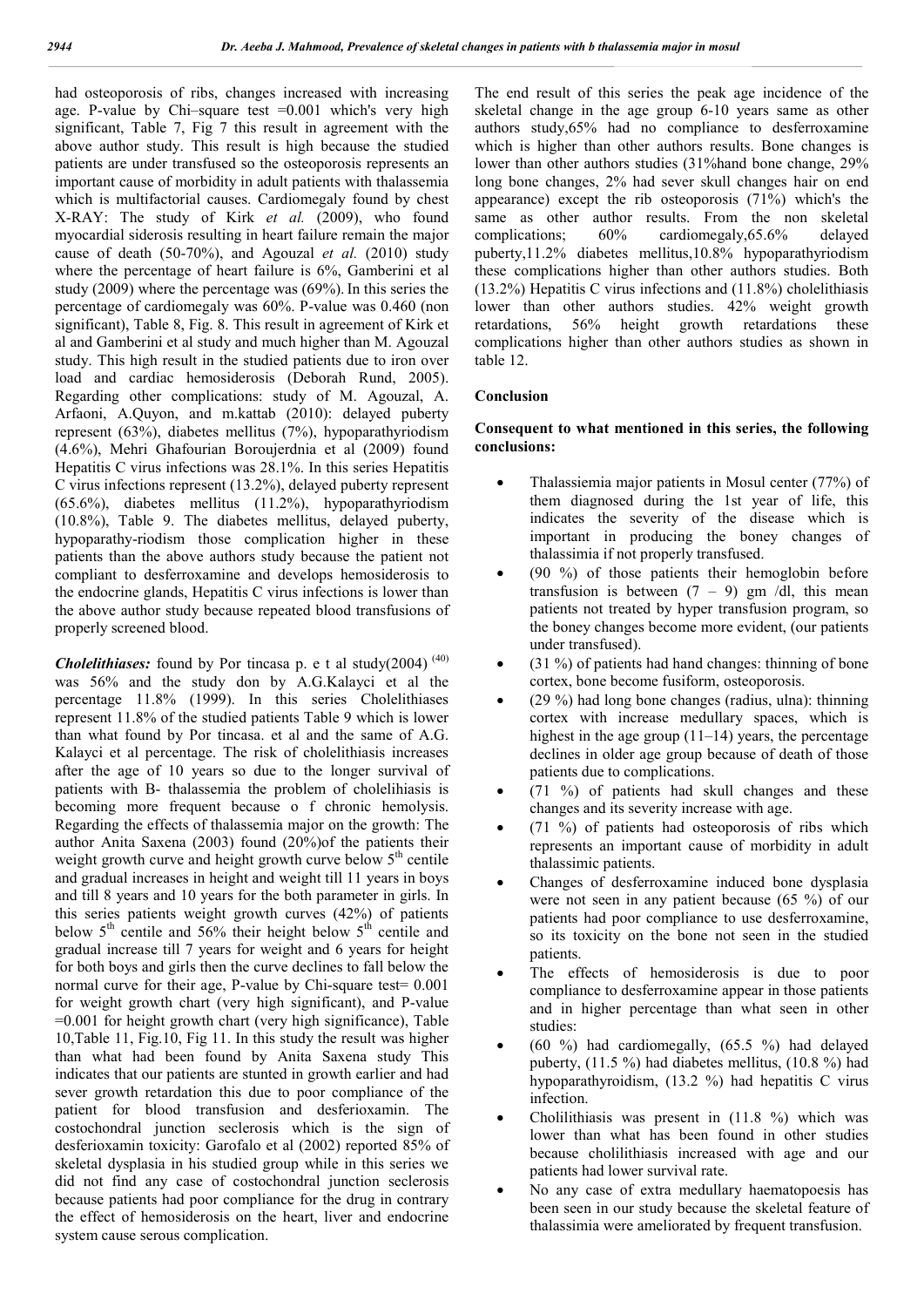had osteoporosis of ribs, changes increased with increasing age. P-value by Chi–square test =0.001 which's very high significant, Table 7, Fig 7 this result in agreement with the above author study. This result is high because the studied patients are under transfused so the osteoporosis represents an important cause of morbidity in adult patients with thalassemia which is multifactorial causes. Cardiomegaly found by chest X-RAY: The study of Kirk *et al.* (2009), who found myocardial siderosis resulting in heart failure remain the major cause of death (50-70%), and Agouzal *et al.* (2010) study where the percentage of heart failure is 6%, Gamberini et al study (2009) where the percentage was (69%). In this series the percentage of cardiomegaly was 60%. P-value was 0.460 (non significant), Table 8, Fig. 8. This result in agreement of Kirk et al and Gamberini et al study and much higher than M. Agouzal study. This high result in the studied patients due to iron over load and cardiac hemosiderosis (Deborah Rund, 2005). Regarding other complications: study of M. Agouzal, A. Arfaoni, A.Quyon, and m.kattab (2010): delayed puberty represent (63%), diabetes mellitus (7%), hypoparathyriodism (4.6%), Mehri Ghafourian Boroujerdnia et al (2009) found Hepatitis C virus infections was 28.1%. In this series Hepatitis C virus infections represent (13.2%), delayed puberty represent (65.6%), diabetes mellitus (11.2%), hypoparathyriodism (10.8%), Table 9. The diabetes mellitus, delayed puberty, hypoparathy-riodism those complication higher in these patients than the above authors study because the patient not compliant to desferroxamine and develops hemosiderosis to the endocrine glands, Hepatitis C virus infections is lower than the above author study because repeated blood transfusions of properly screened blood.

***Cholelithiases:*** found by Por tincasa p. e t al study(2004) [40] was 56% and the study don by A.G.Kalayci et al the percentage 11.8% (1999). In this series Cholelithiases represent 11.8% of the studied patients Table 9 which is lower than what found by Por tincasa. et al and the same of A.G. Kalayci et al percentage. The risk of cholelithiasis increases after the age of 10 years so due to the longer survival of patients with B- thalassemia the problem of cholelihiasis is becoming more frequent because o f chronic hemolysis. Regarding the effects of thalassemia major on the growth: The author Anita Saxena (2003) found (20%)of the patients their weight growth curve and height growth curve below 5th centile and gradual increases in height and weight till 11 years in boys and till 8 years and 10 years for the both parameter in girls. In this series patients weight growth curves (42%) of patients below 5th centile and 56% their height below 5th centile and gradual increase till 7 years for weight and 6 years for height for both boys and girls then the curve declines to fall below the normal curve for their age, P-value by Chi-square test= 0.001 for weight growth chart (very high significant), and P-value =0.001 for height growth chart (very high significance), Table 10,Table 11, Fig.10, Fig 11. In this study the result was higher than what had been found by Anita Saxena study This indicates that our patients are stunted in growth earlier and had sever growth retardation this due to poor compliance of the patient for blood transfusion and desferioxamin. The costochondral junction seclerosis which is the sign of desferioxamin toxicity: Garofalo et al (2002) reported 85% of skeletal dysplasia in his studied group while in this series we did not find any case of costochondral junction seclerosis because patients had poor compliance for the drug in contrary the effect of hemosiderosis on the heart, liver and endocrine system cause serous complication.

The end result of this series the peak age incidence of the skeletal change in the age group 6-10 years same as other authors study,65% had no compliance to desferroxamine which is higher than other authors results. Bone changes is lower than other authors studies (31%hand bone change, 29% long bone changes, 2% had sever skull changes hair on end appearance) except the rib osteoporosis (71%) which's the same as other author results. From the non skeletal complications; 60% cardiomegaly,65.6% delayed puberty,11.2% diabetes mellitus,10.8% hypoparathyriodism these complications higher than other authors studies. Both (13.2%) Hepatitis C virus infections and (11.8%) cholelithiasis lower than other authors studies. 42% weight growth retardations, 56% height growth retardations these complications higher than other authors studies as shown in table 12.

## Conclusion

**Consequent to what mentioned in this series, the following conclusions:**

- Thalassiemia major patients in Mosul center (77%) of them diagnosed during the 1st year of life, this indicates the severity of the disease which is important in producing the boney changes of thalassimia if not properly transfused.
- (90 %) of those patients their hemoglobin before transfusion is between (7 – 9) gm /dl, this mean patients not treated by hyper transfusion program, so the boney changes become more evident, (our patients under transfused).
- (31 %) of patients had hand changes: thinning of bone cortex, bone become fusiform, osteoporosis.
- (29 %) had long bone changes (radius, ulna): thinning cortex with increase medullary spaces, which is highest in the age group (11–14) years, the percentage declines in older age group because of death of those patients due to complications.
- (71 %) of patients had skull changes and these changes and its severity increase with age.
- (71 %) of patients had osteoporosis of ribs which represents an important cause of morbidity in adult thalassimic patients.
- Changes of desferroxamine induced bone dysplasia were not seen in any patient because (65 %) of our patients had poor compliance to use desferroxamine, so its toxicity on the bone not seen in the studied patients.
- The effects of hemosiderosis is due to poor compliance to desferroxamine appear in those patients and in higher percentage than what seen in other studies:
- (60 %) had cardiomegally, (65.5 %) had delayed puberty, (11.5 %) had diabetes mellitus, (10.8 %) had hypoparathyroidism, (13.2 %) had hepatitis C virus infection.
- Cholilithiasis was present in (11.8 %) which was lower than what has been found in other studies because cholilithiasis increased with age and our patients had lower survival rate.
- No any case of extra medullary haematopoesis has been seen in our study because the skeletal feature of thalassimia were ameliorated by frequent transfusion.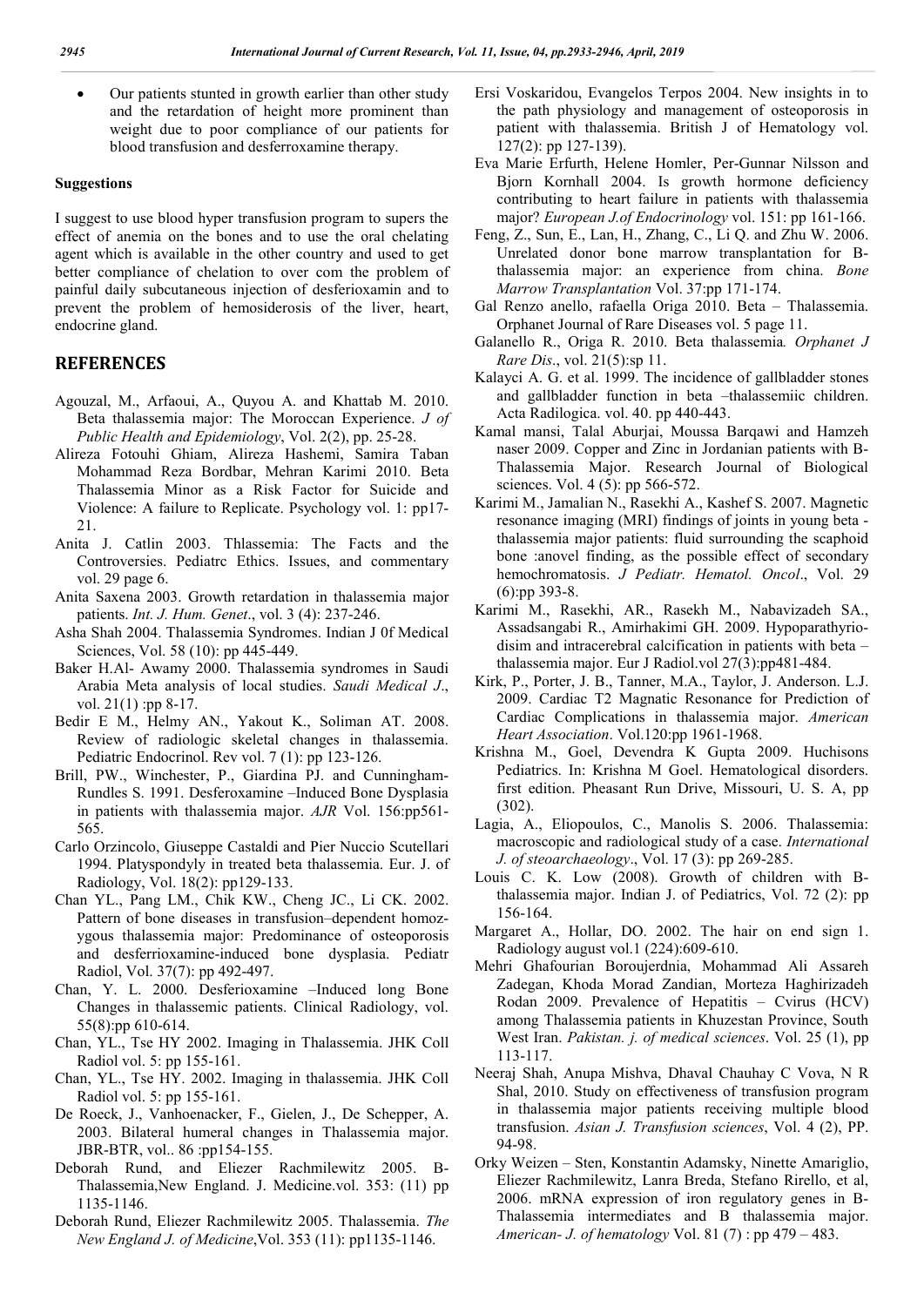- Our patients stunted in growth earlier than other study and the retardation of height more prominent than weight due to poor compliance of our patients for blood transfusion and desferroxamine therapy.

**Suggestions**

I suggest to use blood hyper transfusion program to supers the effect of anemia on the bones and to use the oral chelating agent which is available in the other country and used to get better compliance of chelation to over com the problem of painful daily subcutaneous injection of desferioxamin and to prevent the problem of hemosiderosis of the liver, heart, endocrine gland.

## REFERENCES

Agouzal, M., Arfaoui, A., Quyou A. and Khattab M. 2010. Beta thalassemia major: The Moroccan Experience. *J of Public Health and Epidemiology*, Vol. 2(2), pp. 25-28.

Alireza Fotouhi Ghiam, Alireza Hashemi, Samira Taban Mohammad Reza Bordbar, Mehran Karimi 2010. Beta Thalassemia Minor as a Risk Factor for Suicide and Violence: A failure to Replicate. Psychology vol. 1: pp17-21.

Anita J. Catlin 2003. Thlassemia: The Facts and the Controversies. Pediatrc Ethics. Issues, and commentary vol. 29 page 6.

Anita Saxena 2003. Growth retardation in thalassemia major patients. *Int. J. Hum. Genet*., vol. 3 (4): 237-246.

Asha Shah 2004. Thalassemia Syndromes. Indian J 0f Medical Sciences, Vol. 58 (10): pp 445-449.

Baker H.Al- Awamy 2000. Thalassemia syndromes in Saudi Arabia Meta analysis of local studies. *Saudi Medical J*., vol. 21(1) :pp 8-17.

Bedir E M., Helmy AN., Yakout K., Soliman AT. 2008. Review of radiologic skeletal changes in thalassemia. Pediatric Endocrinol. Rev vol. 7 (1): pp 123-126.

Brill, PW., Winchester, P., Giardina PJ. and Cunningham-Rundles S. 1991. Desferoxamine –Induced Bone Dysplasia in patients with thalassemia major. *AJR* Vol. 156:pp561-565.

Carlo Orzincolo, Giuseppe Castaldi and Pier Nuccio Scutellari 1994. Platyspondyly in treated beta thalassemia. Eur. J. of Radiology, Vol. 18(2): pp129-133.

Chan YL., Pang LM., Chik KW., Cheng JC., Li CK. 2002. Pattern of bone diseases in transfusion–dependent homozygous thalassemia major: Predominance of osteoporosis and desferrioxamine-induced bone dysplasia. Pediatr Radiol, Vol. 37(7): pp 492-497.

Chan, Y. L. 2000. Desferioxamine –Induced long Bone Changes in thalassemic patients. Clinical Radiology, vol. 55(8):pp 610-614.

Chan, YL., Tse HY 2002. Imaging in Thalassemia. JHK Coll Radiol vol. 5: pp 155-161.

Chan, YL., Tse HY. 2002. Imaging in thalassemia. JHK Coll Radiol vol. 5: pp 155-161.

De Roeck, J., Vanhoenacker, F., Gielen, J., De Schepper, A. 2003. Bilateral humeral changes in Thalassemia major. JBR-BTR, vol.. 86 :pp154-155.

Deborah Rund, and Eliezer Rachmilewitz 2005. B-Thalassemia,New England. J. Medicine.vol. 353: (11) pp 1135-1146.

Deborah Rund, Eliezer Rachmilewitz 2005. Thalassemia. *The New England J. of Medicine*,Vol. 353 (11): pp1135-1146.

Ersi Voskaridou, Evangelos Terpos 2004. New insights in to the path physiology and management of osteoporosis in patient with thalassemia. British J of Hematology vol. 127(2): pp 127-139).

Eva Marie Erfurth, Helene Homler, Per-Gunnar Nilsson and Bjorn Kornhall 2004. Is growth hormone deficiency contributing to heart failure in patients with thalassemia major? *European J.of Endocrinology* vol. 151: pp 161-166.

Feng, Z., Sun, E., Lan, H., Zhang, C., Li Q. and Zhu W. 2006. Unrelated donor bone marrow transplantation for B-thalassemia major: an experience from china. *Bone Marrow Transplantation* Vol. 37:pp 171-174.

Gal Renzo anello, rafaella Origa 2010. Beta – Thalassemia. Orphanet Journal of Rare Diseases vol. 5 page 11.

Galanello R., Origa R. 2010. Beta thalassemia*. Orphanet J Rare Dis*., vol. 21(5):sp 11.

Kalayci A. G. et al. 1999. The incidence of gallbladder stones and gallbladder function in beta –thalassemiic children. Acta Radilogica. vol. 40. pp 440-443.

Kamal mansi, Talal Aburjai, Moussa Barqawi and Hamzeh naser 2009. Copper and Zinc in Jordanian patients with B-Thalassemia Major. Research Journal of Biological sciences. Vol. 4 (5): pp 566-572.

Karimi M., Jamalian N., Rasekhi A., Kashef S. 2007. Magnetic resonance imaging (MRI) findings of joints in young beta - thalassemia major patients: fluid surrounding the scaphoid bone :anovel finding, as the possible effect of secondary hemochromatosis. *J Pediatr. Hematol. Oncol*., Vol. 29 (6):pp 393-8.

Karimi M., Rasekhi, AR., Rasekh M., Nabavizadeh SA., Assadsangabi R., Amirhakimi GH. 2009. Hypoparathyrio-disim and intracerebral calcification in patients with beta –thalassemia major. Eur J Radiol.vol 27(3):pp481-484.

Kirk, P., Porter, J. B., Tanner, M.A., Taylor, J. Anderson. L.J. 2009. Cardiac T2 Magnatic Resonance for Prediction of Cardiac Complications in thalassemia major. *American Heart Association*. Vol.120:pp 1961-1968.

Krishna M., Goel, Devendra K Gupta 2009. Huchisons Pediatrics. In: Krishna M Goel. Hematological disorders. first edition. Pheasant Run Drive, Missouri, U. S. A, pp (302).

Lagia, A., Eliopoulos, C., Manolis S. 2006. Thalassemia: macroscopic and radiological study of a case. *International J. of steoarchaeology*., Vol. 17 (3): pp 269-285.

Louis C. K. Low (2008). Growth of children with B-thalassemia major. Indian J. of Pediatrics, Vol. 72 (2): pp 156-164.

Margaret A., Hollar, DO. 2002. The hair on end sign 1. Radiology august vol.1 (224):609-610.

Mehri Ghafourian Boroujerdnia, Mohammad Ali Assareh Zadegan, Khoda Morad Zandian, Morteza Haghirizadeh Rodan 2009. Prevalence of Hepatitis – Cvirus (HCV) among Thalassemia patients in Khuzestan Province, South West Iran. *Pakistan. j. of medical sciences*. Vol. 25 (1), pp 113-117.

Neeraj Shah, Anupa Mishva, Dhaval Chauhay C Vova, N R Shal, 2010. Study on effectiveness of transfusion program in thalassemia major patients receiving multiple blood transfusion. *Asian J. Transfusion sciences*, Vol. 4 (2), PP. 94-98.

Orky Weizen – Sten, Konstantin Adamsky, Ninette Amariglio, Eliezer Rachmilewitz, Lanra Breda, Stefano Rirello, et al, 2006. mRNA expression of iron regulatory genes in B-Thalassemia intermediates and B thalassemia major. *American- J. of hematology* Vol. 81 (7) : pp 479 – 483.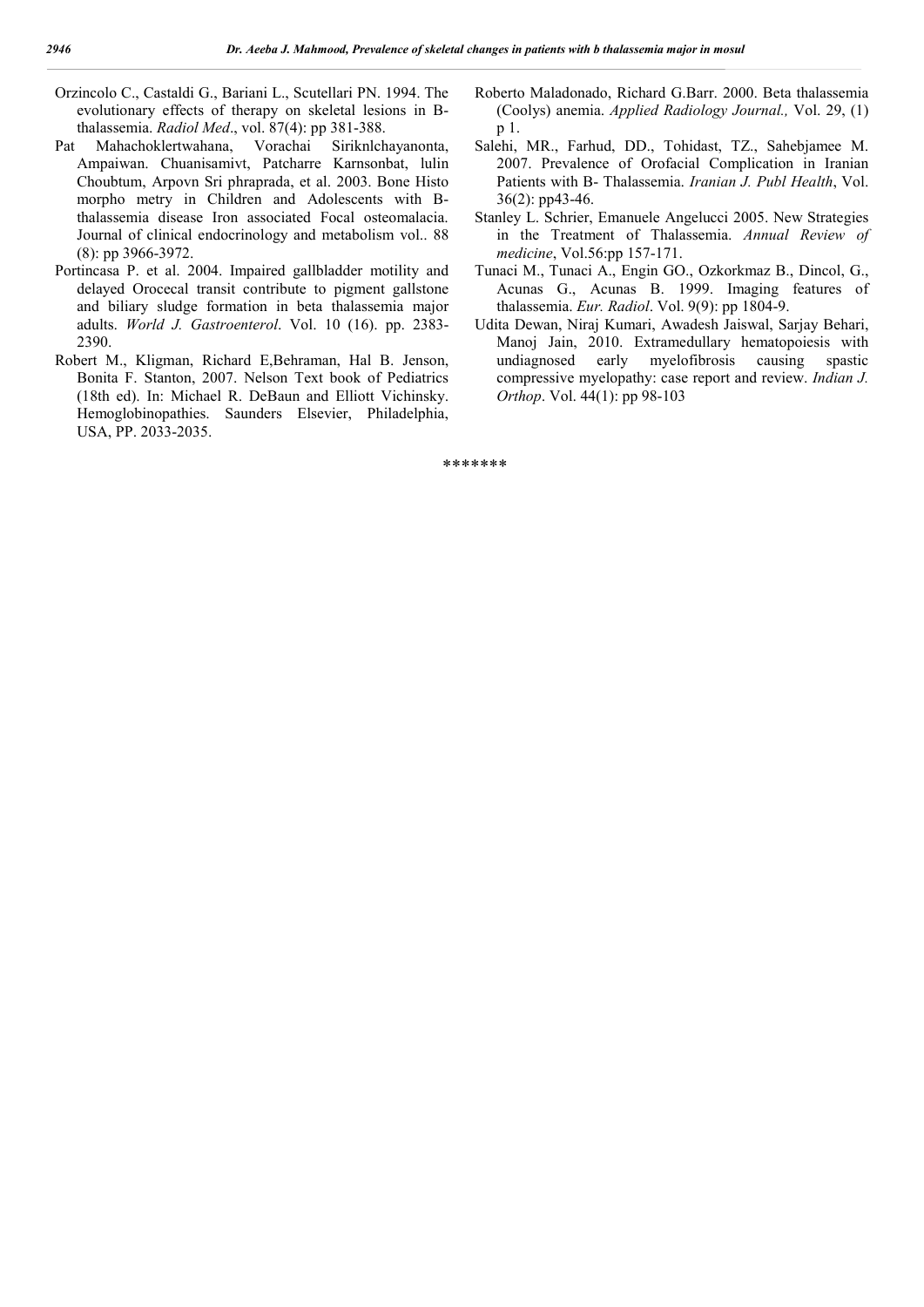Orzincolo C., Castaldi G., Bariani L., Scutellari PN. 1994. The evolutionary effects of therapy on skeletal lesions in B-thalassemia. *Radiol Med*., vol. 87(4): pp 381-388.

Pat Mahachoklertwahana, Vorachai Siriknlchayanonta, Ampaiwan. Chuanisamivt, Patcharre Karnsonbat, lulin Choubtum, Arpovn Sri phraprada, et al. 2003. Bone Histo morpho metry in Children and Adolescents with B-thalassemia disease Iron associated Focal osteomalacia. Journal of clinical endocrinology and metabolism vol.. 88 (8): pp 3966-3972.

Portincasa P. et al. 2004. Impaired gallbladder motility and delayed Orocecal transit contribute to pigment gallstone and biliary sludge formation in beta thalassemia major adults. *World J. Gastroenterol*. Vol. 10 (16). pp. 2383-2390.

Robert M., Kligman, Richard E,Behraman, Hal B. Jenson, Bonita F. Stanton, 2007. Nelson Text book of Pediatrics (18th ed). In: Michael R. DeBaun and Elliott Vichinsky. Hemoglobinopathies. Saunders Elsevier, Philadelphia, USA, PP. 2033-2035.

Roberto Maladonado, Richard G.Barr. 2000. Beta thalassemia (Coolys) anemia. *Applied Radiology Journal.,* Vol. 29, (1) p 1.

Salehi, MR., Farhud, DD., Tohidast, TZ., Sahebjamee M. 2007. Prevalence of Orofacial Complication in Iranian Patients with B- Thalassemia. *Iranian J. Publ Health*, Vol. 36(2): pp43-46.

Stanley L. Schrier, Emanuele Angelucci 2005. New Strategies in the Treatment of Thalassemia. *Annual Review of medicine*, Vol.56:pp 157-171.

Tunaci M., Tunaci A., Engin GO., Ozkorkmaz B., Dincol, G., Acunas G., Acunas B. 1999. Imaging features of thalassemia. *Eur. Radiol*. Vol. 9(9): pp 1804-9.

Udita Dewan, Niraj Kumari, Awadesh Jaiswal, Sarjay Behari, Manoj Jain, 2010. Extramedullary hematopoiesis with undiagnosed early myelofibrosis causing spastic compressive myelopathy: case report and review. *Indian J. Orthop*. Vol. 44(1): pp 98-103

*******